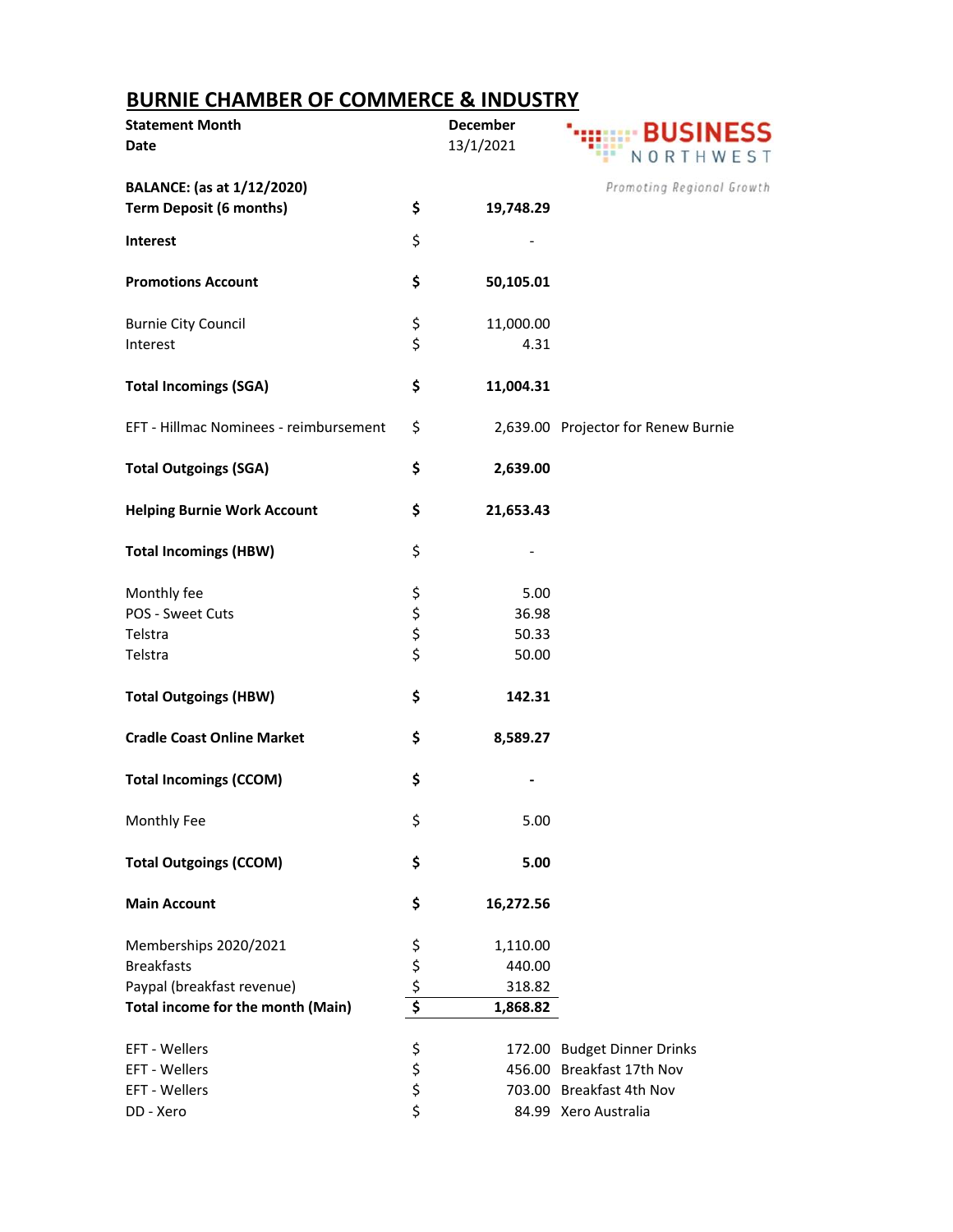# BURNIE CHAMBER OF COMMERCE & INDUSTRY

| | | | |
|---|---|---|---|
| **Statement Month** | | **December** | |
| **Date** | | 13/1/2021 | |
| **BALANCE: (as at 1/12/2020)** | | | |
| **Term Deposit (6 months)** | **$** | **19,748.29** | |
| **Interest** | $ | - | |
| **Promotions Account** | **$** | **50,105.01** | |
| Burnie City Council | $ | 11,000.00 | |
| Interest | $ | 4.31 | |
| **Total Incomings (SGA)** | **$** | **11,004.31** | |
| EFT - Hillmac Nominees - reimbursement | $ | 2,639.00 | Projector for Renew Burnie |
| **Total Outgoings (SGA)** | **$** | **2,639.00** | |
| **Helping Burnie Work Account** | **$** | **21,653.43** | |
| **Total Incomings (HBW)** | $ | - | |
| Monthly fee | $ | 5.00 | |
| POS - Sweet Cuts | $ | 36.98 | |
| Telstra | $ | 50.33 | |
| Telstra | $ | 50.00 | |
| **Total Outgoings (HBW)** | **$** | **142.31** | |
| **Cradle Coast Online Market** | **$** | **8,589.27** | |
| **Total Incomings (CCOM)** | **$** | **-** | |
| Monthly Fee | $ | 5.00 | |
| **Total Outgoings (CCOM)** | **$** | **5.00** | |
| **Main Account** | **$** | **16,272.56** | |
| Memberships 2020/2021 | $ | 1,110.00 | |
| Breakfasts | $ | 440.00 | |
| Paypal (breakfast revenue) | $ | 318.82 | |
| **Total income for the month (Main)** | **$** | **1,868.82** | |
| EFT - Wellers | $ | 172.00 | Budget Dinner Drinks |
| EFT - Wellers | $ | 456.00 | Breakfast 17th Nov |
| EFT - Wellers | $ | 703.00 | Breakfast 4th Nov |
| DD - Xero | $ | 84.99 | Xero Australia |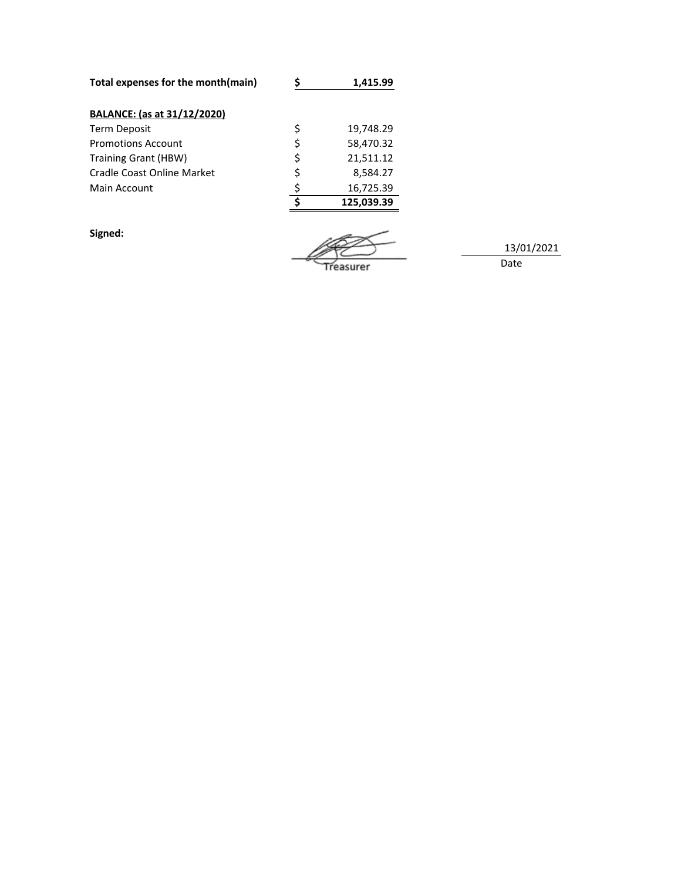| | | |
|---|---|---|
| **Total expenses for the month(main)** | **$** | **1,415.99** |

**BALANCE: (as at 31/12/2020)**

| | | |
|---|---|---|
| Term Deposit | $ | 19,748.29 |
| Promotions Account | $ | 58,470.32 |
| Training Grant (HBW) | $ | 21,511.12 |
| Cradle Coast Online Market | $ | 8,584.27 |
| Main Account | $ | 16,725.39 |
| | **$** | **125,039.39** |

**Signed:**

Treasurer

13/01/2021

Date